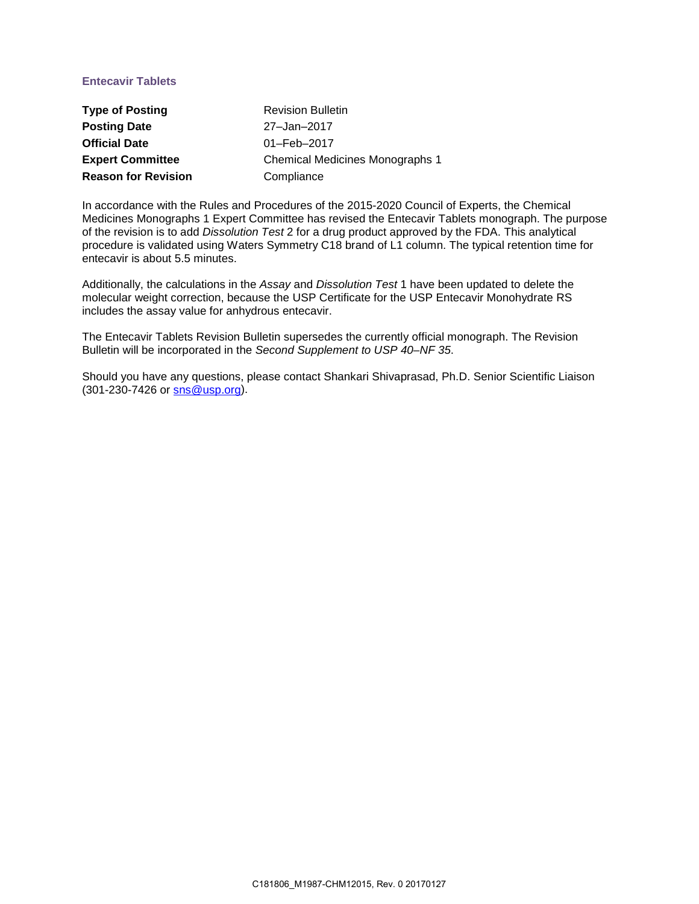## Entecavir Tablets

| | |
|---|---|
| **Type of Posting** | Revision Bulletin |
| **Posting Date** | 27–Jan–2017 |
| **Official Date** | 01–Feb–2017 |
| **Expert Committee** | Chemical Medicines Monographs 1 |
| **Reason for Revision** | Compliance |

In accordance with the Rules and Procedures of the 2015-2020 Council of Experts, the Chemical Medicines Monographs 1 Expert Committee has revised the Entecavir Tablets monograph. The purpose of the revision is to add *Dissolution Test* 2 for a drug product approved by the FDA. This analytical procedure is validated using Waters Symmetry C18 brand of L1 column. The typical retention time for entecavir is about 5.5 minutes.

Additionally, the calculations in the *Assay* and *Dissolution Test* 1 have been updated to delete the molecular weight correction, because the USP Certificate for the USP Entecavir Monohydrate RS includes the assay value for anhydrous entecavir.

The Entecavir Tablets Revision Bulletin supersedes the currently official monograph. The Revision Bulletin will be incorporated in the *Second Supplement to USP 40–NF 35*.

Should you have any questions, please contact Shankari Shivaprasad, Ph.D. Senior Scientific Liaison (301-230-7426 or sns@usp.org).

C181806_M1987-CHM12015, Rev. 0 20170127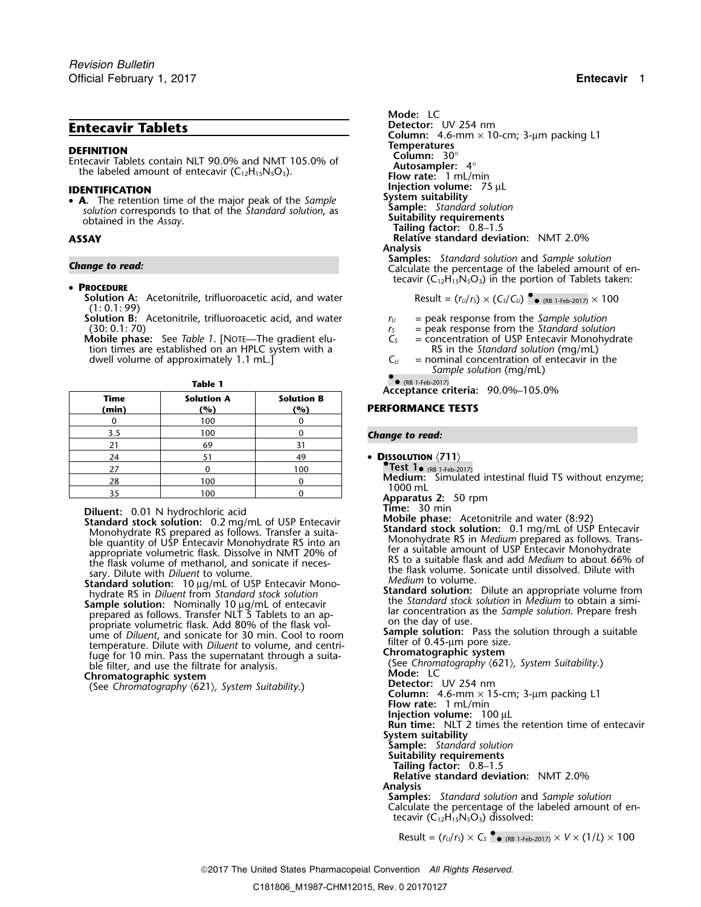Revision Bulletin
Official February 1, 2017

# Entecavir Tablets

## DEFINITION

Entecavir Tablets contain NLT 90.0% and NMT 105.0% of the labeled amount of entecavir ($C_{12}H_{15}N_5O_3$).

## IDENTIFICATION

- **A.** The retention time of the major peak of the *Sample solution* corresponds to that of the *Standard solution*, as obtained in the *Assay*.

## ASSAY

*Change to read:*

- **PROCEDURE**

**Solution A:** Acetonitrile, trifluoroacetic acid, and water (1: 0.1: 99)

**Solution B:** Acetonitrile, trifluoroacetic acid, and water (30: 0.1: 70)

**Mobile phase:** See *Table 1*. [NOTE—The gradient elution times are established on an HPLC system with a dwell volume of approximately 1.1 mL.]

**Table 1**

| Time (min) | Solution A (%) | Solution B (%) |
|---|---|---|
| 0 | 100 | 0 |
| 3.5 | 100 | 0 |
| 21 | 69 | 31 |
| 24 | 51 | 49 |
| 27 | 0 | 100 |
| 28 | 100 | 0 |
| 35 | 100 | 0 |

**Diluent:** 0.01 N hydrochloric acid

**Standard stock solution:** 0.2 mg/mL of USP Entecavir Monohydrate RS prepared as follows. Transfer a suitable quantity of USP Entecavir Monohydrate RS into an appropriate volumetric flask. Dissolve in NMT 20% of the flask volume of methanol, and sonicate if necessary. Dilute with *Diluent* to volume.

**Standard solution:** 10 µg/mL of USP Entecavir Monohydrate RS in *Diluent* from *Standard stock solution*

**Sample solution:** Nominally 10 µg/mL of entecavir prepared as follows. Transfer NLT 5 Tablets to an appropriate volumetric flask. Add 80% of the flask volume of *Diluent*, and sonicate for 30 min. Cool to room temperature. Dilute with *Diluent* to volume, and centrifuge for 10 min. Pass the supernatant through a suitable filter, and use the filtrate for analysis.

**Chromatographic system**

(See *Chromatography* ⟨621⟩, *System Suitability*.)

**Mode:** LC

**Detector:** UV 254 nm

**Column:** 4.6-mm × 10-cm; 3-µm packing L1

**Temperatures**

**Column:** 30°

**Autosampler:** 4°

**Flow rate:** 1 mL/min

**Injection volume:** 75 µL

**System suitability**

**Sample:** *Standard solution*

**Suitability requirements**

**Tailing factor:** 0.8–1.5

**Relative standard deviation:** NMT 2.0%

**Analysis**

**Samples:** *Standard solution* and *Sample solution*

Calculate the percentage of the labeled amount of entecavir ($C_{12}H_{15}N_5O_3$) in the portion of Tablets taken:

$$\text{Result} = (r_U/r_S) \times (C_S/C_U) \times 100$$ ● ● (RB 1-Feb-2017)

$r_U$ = peak response from the *Sample solution*

$r_S$ = peak response from the *Standard solution*

$C_S$ = concentration of USP Entecavir Monohydrate RS in the *Standard solution* (mg/mL)

$C_U$ = nominal concentration of entecavir in the *Sample solution* (mg/mL)

● ● (RB 1-Feb-2017)

**Acceptance criteria:** 90.0%–105.0%

## PERFORMANCE TESTS

*Change to read:*

- **DISSOLUTION** ⟨711⟩

●**Test 1**● (RB 1-Feb-2017)

**Medium:** Simulated intestinal fluid TS without enzyme; 1000 mL

**Apparatus 2:** 50 rpm

**Time:** 30 min

**Mobile phase:** Acetonitrile and water (8:92)

**Standard stock solution:** 0.1 mg/mL of USP Entecavir Monohydrate RS in *Medium* prepared as follows. Transfer a suitable amount of USP Entecavir Monohydrate RS to a suitable flask and add *Medium* to about 66% of the flask volume. Sonicate until dissolved. Dilute with *Medium* to volume.

**Standard solution:** Dilute an appropriate volume from the *Standard stock solution* in *Medium* to obtain a similar concentration as the *Sample solution*. Prepare fresh on the day of use.

**Sample solution:** Pass the solution through a suitable filter of 0.45-µm pore size.

**Chromatographic system**

(See *Chromatography* ⟨621⟩, *System Suitability*.)

**Mode:** LC

**Detector:** UV 254 nm

**Column:** 4.6-mm × 15-cm; 3-µm packing L1

**Flow rate:** 1 mL/min

**Injection volume:** 100 µL

**Run time:** NLT 2 times the retention time of entecavir

**System suitability**

**Sample:** *Standard solution*

**Suitability requirements**

**Tailing factor:** 0.8–1.5

**Relative standard deviation:** NMT 2.0%

**Analysis**

**Samples:** *Standard solution* and *Sample solution*

Calculate the percentage of the labeled amount of entecavir ($C_{12}H_{15}N_5O_3$) dissolved:

$$\text{Result} = (r_U/r_S) \times C_S \times V \times (1/L) \times 100$$ (● ● (RB 1-Feb-2017) after $C_S$)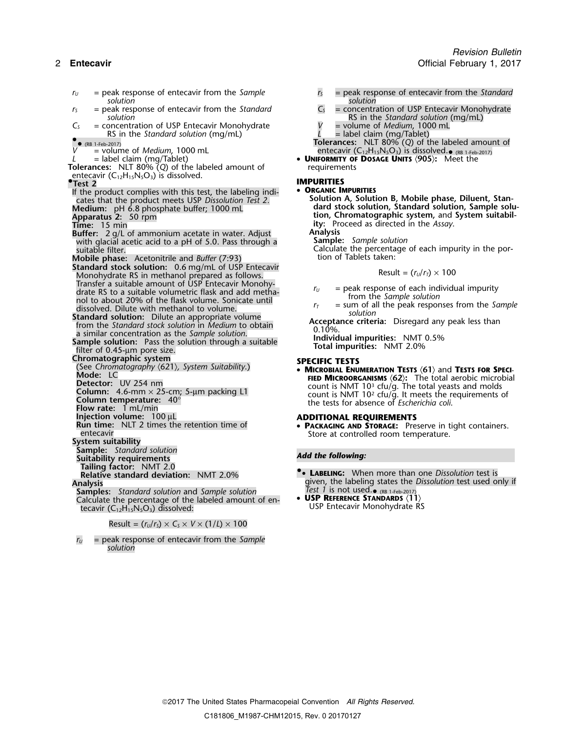$r_U$ = peak response of entecavir from the *Sample solution*

$r_S$ = peak response of entecavir from the *Standard solution*

$C_S$ = concentration of USP Entecavir Monohydrate RS in the *Standard solution* (mg/mL)

• • (RB 1-Feb-2017)

$V$ = volume of *Medium*, 1000 mL

$L$ = label claim (mg/Tablet)

**Tolerances:** NLT 80% (*Q*) of the labeled amount of entecavir ($C_{12}H_{15}N_5O_3$) is dissolved.

•**Test 2**

If the product complies with this test, the labeling indicates that the product meets USP *Dissolution Test 2*.

**Medium:** pH 6.8 phosphate buffer; 1000 mL

**Apparatus 2:** 50 rpm

**Time:** 15 min

**Buffer:** 2 g/L of ammonium acetate in water. Adjust with glacial acetic acid to a pH of 5.0. Pass through a suitable filter.

**Mobile phase:** Acetonitrile and *Buffer* (7:93)

**Standard stock solution:** 0.6 mg/mL of USP Entecavir Monohydrate RS in methanol prepared as follows. Transfer a suitable amount of USP Entecavir Monohydrate RS to a suitable volumetric flask and add methanol to about 20% of the flask volume. Sonicate until dissolved. Dilute with methanol to volume.

**Standard solution:** Dilute an appropriate volume from the *Standard stock solution* in *Medium* to obtain a similar concentration as the *Sample solution*.

**Sample solution:** Pass the solution through a suitable filter of 0.45-µm pore size.

**Chromatographic system**

(See *Chromatography* ⟨621⟩, *System Suitability*.)

**Mode:** LC

**Detector:** UV 254 nm

**Column:** 4.6-mm × 25-cm; 5-µm packing L1

**Column temperature:** 40°

**Flow rate:** 1 mL/min

**Injection volume:** 100 µL

**Run time:** NLT 2 times the retention time of entecavir

**System suitability**

**Sample:** *Standard solution*

**Suitability requirements**

**Tailing factor:** NMT 2.0

**Relative standard deviation:** NMT 2.0%

**Analysis**

**Samples:** *Standard solution* and *Sample solution*

Calculate the percentage of the labeled amount of entecavir ($C_{12}H_{15}N_5O_3$) dissolved:

$$\text{Result} = (r_U/r_S) \times C_S \times V \times (1/L) \times 100$$

$r_U$ = peak response of entecavir from the *Sample solution*

$r_S$ = peak response of entecavir from the *Standard solution*

$C_S$ = concentration of USP Entecavir Monohydrate RS in the *Standard solution* (mg/mL)

$V$ = volume of *Medium*, 1000 mL

$L$ = label claim (mg/Tablet)

**Tolerances:** NLT 80% (*Q*) of the labeled amount of entecavir ($C_{12}H_{15}N_5O_3$) is dissolved.• (RB 1-Feb-2017)

• **Uniformity of Dosage Units** ⟨905⟩: Meet the requirements

## IMPURITIES

• **Organic Impurities**

**Solution A, Solution B, Mobile phase, Diluent, Standard stock solution, Standard solution, Sample solution, Chromatographic system,** and **System suitability:** Proceed as directed in the *Assay*.

**Analysis**

**Sample:** *Sample solution*

Calculate the percentage of each impurity in the portion of Tablets taken:

$$\text{Result} = (r_U/r_T) \times 100$$

$r_U$ = peak response of each individual impurity from the *Sample solution*

$r_T$ = sum of all the peak responses from the *Sample solution*

**Acceptance criteria:** Disregard any peak less than 0.10%.

**Individual impurities:** NMT 0.5%

**Total impurities:** NMT 2.0%

## SPECIFIC TESTS

• **Microbial Enumeration Tests** ⟨61⟩ and **Tests for Specified Microorganisms** ⟨62⟩: The total aerobic microbial count is NMT $10^3$ cfu/g. The total yeasts and molds count is NMT $10^2$ cfu/g. It meets the requirements of the tests for absence of *Escherichia coli*.

## ADDITIONAL REQUIREMENTS

• **Packaging and Storage:** Preserve in tight containers. Store at controlled room temperature.

***Add the following:***

•• **Labeling:** When more than one *Dissolution* test is given, the labeling states the *Dissolution* test used only if *Test 1* is not used.• (RB 1-Feb-2017)

• **USP Reference Standards** ⟨11⟩

USP Entecavir Monohydrate RS